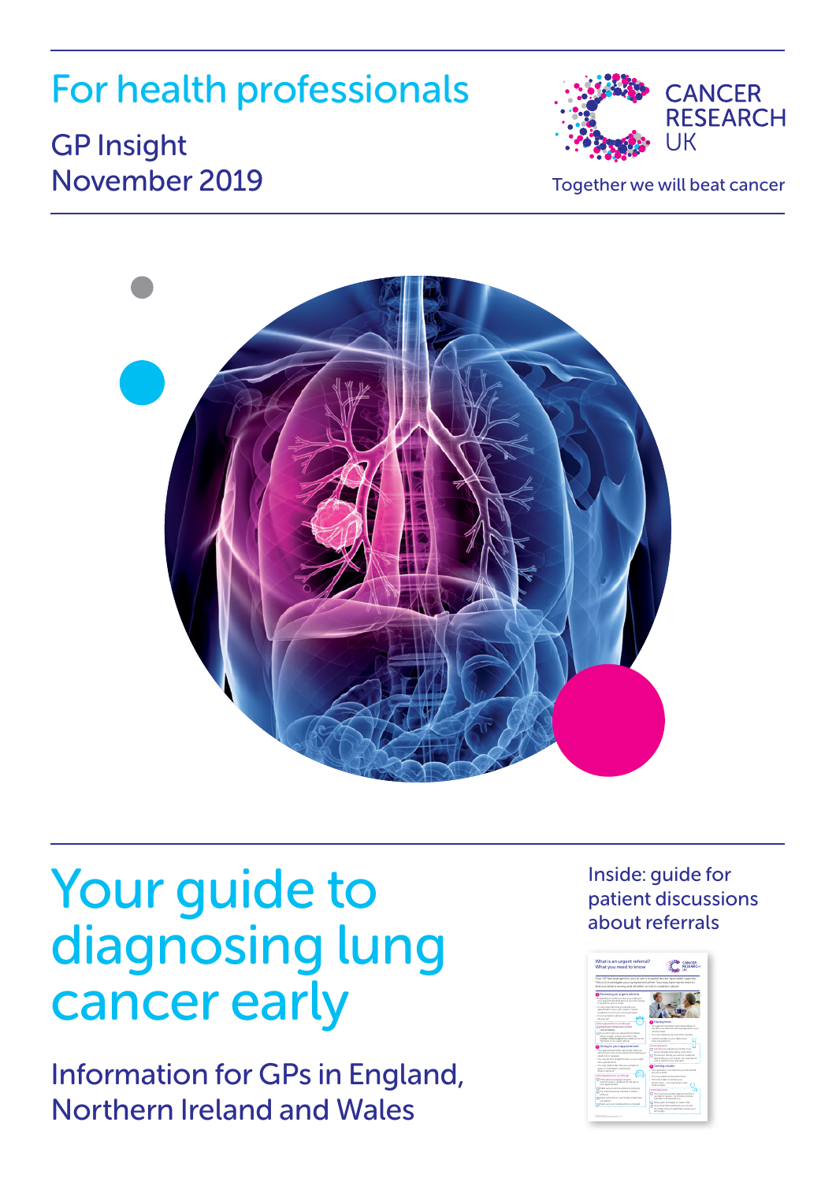For health professionals

GP Insight
November 2019

CANCER RESEARCH UK

Together we will beat cancer

# Your guide to diagnosing lung cancer early

Information for GPs in England, Northern Ireland and Wales

Inside: guide for patient discussions about referrals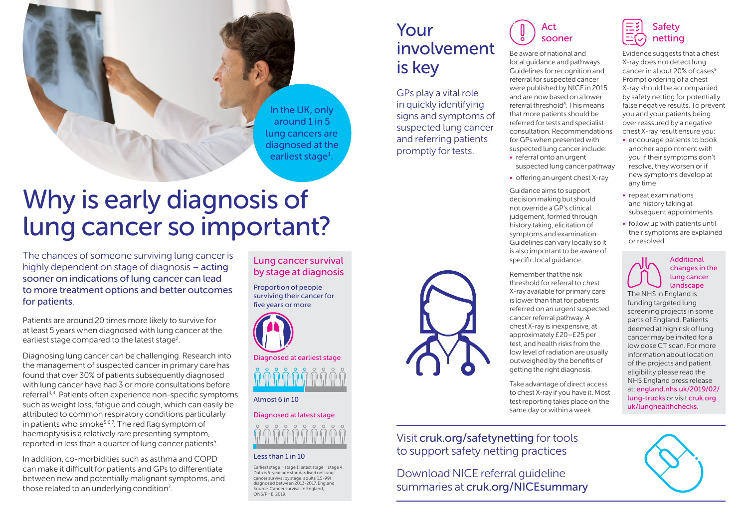In the UK, only around 1 in 5 lung cancers are diagnosed at the earliest stage[1].

# Why is early diagnosis of lung cancer so important?

The chances of someone surviving lung cancer is highly dependent on stage of diagnosis – **acting sooner on indications of lung cancer can lead to more treatment options and better outcomes for patients**.

Patients are around 20 times more likely to survive for at least 5 years when diagnosed with lung cancer at the earliest stage compared to the latest stage[2].

Diagnosing lung cancer can be challenging. Research into the management of suspected cancer in primary care has found that over 30% of patients subsequently diagnosed with lung cancer have had 3 or more consultations before referral[3,4]. Patients often experience non-specific symptoms such as weight loss, fatigue and cough, which can easily be attributed to common respiratory conditions particularly in patients who smoke[5,6,7]. The red flag symptom of haemoptysis is a relatively rare presenting symptom, reported in less than a quarter of lung cancer patients[5].

In addition, co-morbidities such as asthma and COPD can make it difficult for patients and GPs to differentiate between new and potentially malignant symptoms, and those related to an underlying condition[7].

## Lung cancer survival by stage at diagnosis

Proportion of people surviving their cancer for five years or more

Diagnosed at earliest stage

Almost 6 in 10

Diagnosed at latest stage

Less than 1 in 10

Earliest stage = stage 1; latest stage = stage 4. Data is 5-year age standardised net lung cancer survival by stage, adults (15-99) diagnosed between 2013-2017, England. Source: Cancer survival in England, ONS/PHE, 2019.

# Your involvement is key

GPs play a vital role in quickly identifying signs and symptoms of suspected lung cancer and referring patients promptly for tests.

## Act sooner

Be aware of national and local guidance and pathways. Guidelines for recognition and referral for suspected cancer were published by NICE in 2015 and are now based on a lower referral threshold[8]. This means that more patients should be referred for tests and specialist consultation. Recommendations for GPs when presented with suspected lung cancer include:

- referral onto an urgent suspected lung cancer pathway
- offering an urgent chest X-ray

Guidance aims to support decision making but should not override a GP's clinical judgement, formed through history taking, elicitation of symptoms and examination. Guidelines can vary locally so it is also important to be aware of specific local guidance.

Remember that the risk threshold for referral to chest X-ray available for primary care is lower than that for patients referred on an urgent suspected cancer referral pathway. A chest X-ray is inexpensive, at approximately £20–£25 per test, and health risks from the low level of radiation are usually outweighed by the benefits of getting the right diagnosis.

Take advantage of direct access to chest X-ray if you have it. Most test reporting takes place on the same day or within a week.

## Safety netting

Evidence suggests that a chest X-ray does not detect lung cancer in about 20% of cases[9]. Prompt ordering of a chest X-ray should be accompanied by safety netting for potentially false negative results. To prevent you and your patients being over reassured by a negative chest X-ray result ensure you:

- encourage patients to book another appointment with you if their symptoms don't resolve, they worsen or if new symptoms develop at any time
- repeat examinations and history taking at subsequent appointments
- follow up with patients until their symptoms are explained or resolved

### Additional changes in the lung cancer landscape

The NHS in England is funding targeted lung screening projects in some parts of England. Patients deemed at high risk of lung cancer may be invited for a low dose CT scan. For more information about location of the projects and patient eligibility please read the NHS England press release at: england.nhs.uk/2019/02/lung-trucks or visit cruk.org.uk/lunghealthchecks.

Visit **cruk.org/safetynetting** for tools to support safety netting practices

Download NICE referral guideline summaries at **cruk.org/NICEsummary**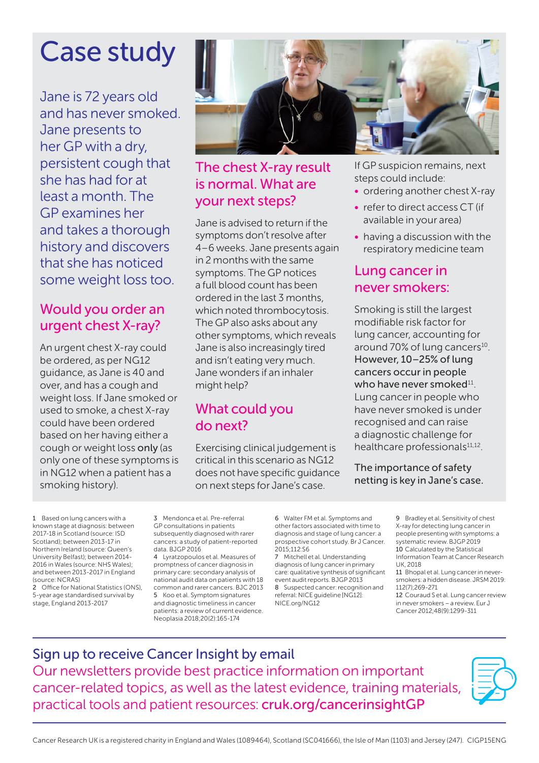# Case study

Jane is 72 years old and has never smoked. Jane presents to her GP with a dry, persistent cough that she has had for at least a month. The GP examines her and takes a thorough history and discovers that she has noticed some weight loss too.

## Would you order an urgent chest X-ray?

An urgent chest X-ray could be ordered, as per NG12 guidance, as Jane is 40 and over, and has a cough and weight loss. If Jane smoked or used to smoke, a chest X-ray could have been ordered based on her having either a cough or weight loss **only** (as only one of these symptoms is in NG12 when a patient has a smoking history).

## The chest X-ray result is normal. What are your next steps?

Jane is advised to return if the symptoms don't resolve after 4–6 weeks. Jane presents again in 2 months with the same symptoms. The GP notices a full blood count has been ordered in the last 3 months, which noted thrombocytosis. The GP also asks about any other symptoms, which reveals Jane is also increasingly tired and isn't eating very much. Jane wonders if an inhaler might help?

## What could you do next?

Exercising clinical judgement is critical in this scenario as NG12 does not have specific guidance on next steps for Jane's case.

If GP suspicion remains, next steps could include:

- ordering another chest X-ray
- refer to direct access CT (if available in your area)
- having a discussion with the respiratory medicine team

## Lung cancer in never smokers:

Smoking is still the largest modifiable risk factor for lung cancer, accounting for around 70% of lung cancers[10]. **However, 10–25% of lung cancers occur in people who have never smoked**[11]. Lung cancer in people who have never smoked is under recognised and can raise a diagnostic challenge for healthcare professionals[11,12].

**The importance of safety netting is key in Jane's case.**

1 Based on lung cancers with a known stage at diagnosis: between 2017-18 in Scotland (source: ISD Scotland); between 2013-17 in Northern Ireland (source: Queen's University Belfast); between 2014-2016 in Wales (source: NHS Wales); and between 2013-2017 in England (source: NCRAS)
2 Office for National Statistics (ONS), 5-year age standardised survival by stage, England 2013-2017
3 Mendonca et al. Pre-referral GP consultations in patients subsequently diagnosed with rarer cancers: a study of patient-reported data. BJGP 2016
4 Lyratzopoulos et al. Measures of promptness of cancer diagnosis in primary care: secondary analysis of national audit data on patients with 18 common and rarer cancers. BJC 2013
5 Koo et al. Symptom signatures and diagnostic timeliness in cancer patients: a review of current evidence. Neoplasia 2018;20(2):165-174
6 Walter FM et al. Symptoms and other factors associated with time to diagnosis and stage of lung cancer: a prospective cohort study. Br J Cancer. 2015;112:S6
7 Mitchell et al. Understanding diagnosis of lung cancer in primary care: qualitative synthesis of significant event audit reports. BJGP 2013
8 Suspected cancer: recognition and referral: NICE guideline [NG12]: NICE.org/NG12
9 Bradley et al. Sensitivity of chest X-ray for detecting lung cancer in people presenting with symptoms: a systematic review. BJGP 2019
10 Calculated by the Statistical Information Team at Cancer Research UK, 2018
11 Bhopal et al. Lung cancer in never-smokers: a hidden disease. JRSM 2019: 112(7);269-271
12 Couraud S et al. Lung cancer review in never smokers – a review. Eur J Cancer 2012;48(9):1299-311

## Sign up to receive Cancer Insight by email

Our newsletters provide best practice information on important cancer-related topics, as well as the latest evidence, training materials, practical tools and patient resources: **cruk.org/cancerinsightGP**

Cancer Research UK is a registered charity in England and Wales (1089464), Scotland (SC041666), the Isle of Man (1103) and Jersey (247). CIGP15ENG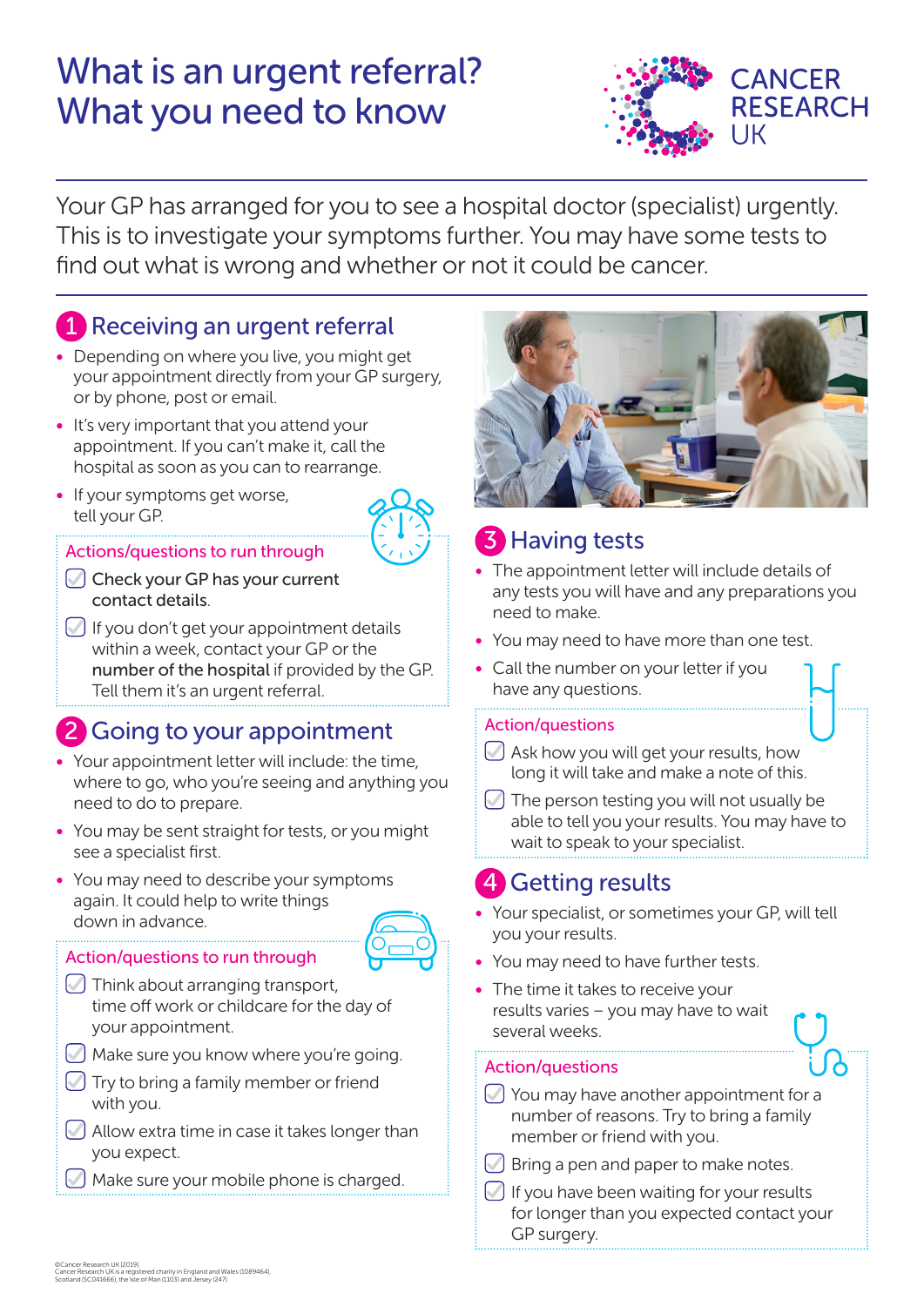# What is an urgent referral? What you need to know

CANCER RESEARCH UK

Your GP has arranged for you to see a hospital doctor (specialist) urgently. This is to investigate your symptoms further. You may have some tests to find out what is wrong and whether or not it could be cancer.

## 1 Receiving an urgent referral

- Depending on where you live, you might get your appointment directly from your GP surgery, or by phone, post or email.
- It's very important that you attend your appointment. If you can't make it, call the hospital as soon as you can to rearrange.
- If your symptoms get worse, tell your GP.

### Actions/questions to run through

- ☐ **Check your GP has your current contact details.**
- ☐ If you don't get your appointment details within a week, contact your GP or the **number of the hospital** if provided by the GP. Tell them it's an urgent referral.

## 2 Going to your appointment

- Your appointment letter will include: the time, where to go, who you're seeing and anything you need to do to prepare.
- You may be sent straight for tests, or you might see a specialist first.
- You may need to describe your symptoms again. It could help to write things down in advance.

### Action/questions to run through

- ☐ Think about arranging transport, time off work or childcare for the day of your appointment.
- ☐ Make sure you know where you're going.
- ☐ Try to bring a family member or friend with you.
- ☐ Allow extra time in case it takes longer than you expect.
- ☐ Make sure your mobile phone is charged.

## 3 Having tests

- The appointment letter will include details of any tests you will have and any preparations you need to make.
- You may need to have more than one test.
- Call the number on your letter if you have any questions.

### Action/questions

- ☐ Ask how you will get your results, how long it will take and make a note of this.
- ☐ The person testing you will not usually be able to tell you your results. You may have to wait to speak to your specialist.

## 4 Getting results

- Your specialist, or sometimes your GP, will tell you your results.
- You may need to have further tests.
- The time it takes to receive your results varies – you may have to wait several weeks.

### Action/questions

- ☐ You may have another appointment for a number of reasons. Try to bring a family member or friend with you.
- ☐ Bring a pen and paper to make notes.
- ☐ If you have been waiting for your results for longer than you expected contact your GP surgery.

©Cancer Research UK [2019].
Cancer Research UK is a registered charity in England and Wales (1089464), Scotland (SC041666), the Isle of Man (1103) and Jersey (247).